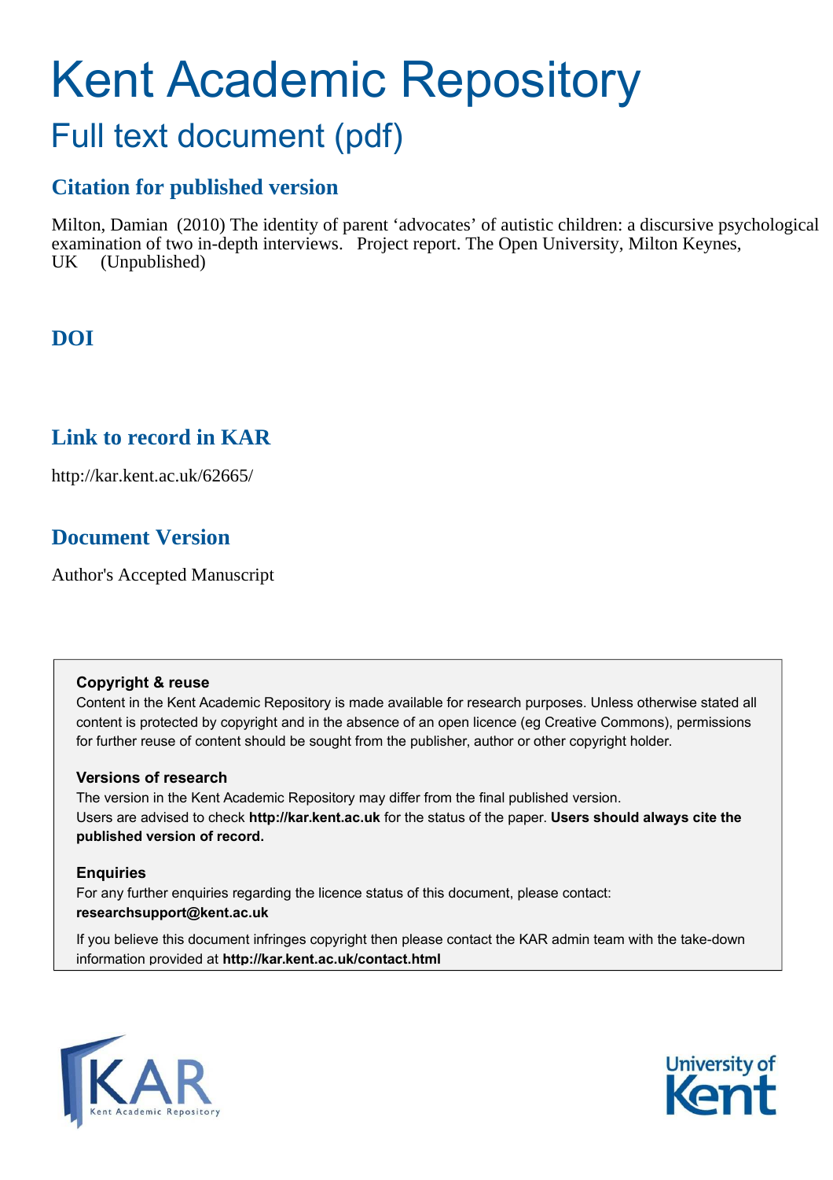# Kent Academic Repository

## Full text document (pdf)

### Citation for published version

Milton, Damian (2010) The identity of parent 'advocates' of autistic children: a discursive psychological examination of two in-depth interviews. Project report. The Open University, Milton Keynes, UK (Unpublished)

### DOI

### Link to record in KAR

http://kar.kent.ac.uk/62665/

### Document Version

Author's Accepted Manuscript

**Copyright & reuse**

Content in the Kent Academic Repository is made available for research purposes. Unless otherwise stated all content is protected by copyright and in the absence of an open licence (eg Creative Commons), permissions for further reuse of content should be sought from the publisher, author or other copyright holder.

**Versions of research**

The version in the Kent Academic Repository may differ from the final published version. Users are advised to check **http://kar.kent.ac.uk** for the status of the paper. **Users should always cite the published version of record.**

**Enquiries**

For any further enquiries regarding the licence status of this document, please contact: **researchsupport@kent.ac.uk**

If you believe this document infringes copyright then please contact the KAR admin team with the take-down information provided at **http://kar.kent.ac.uk/contact.html**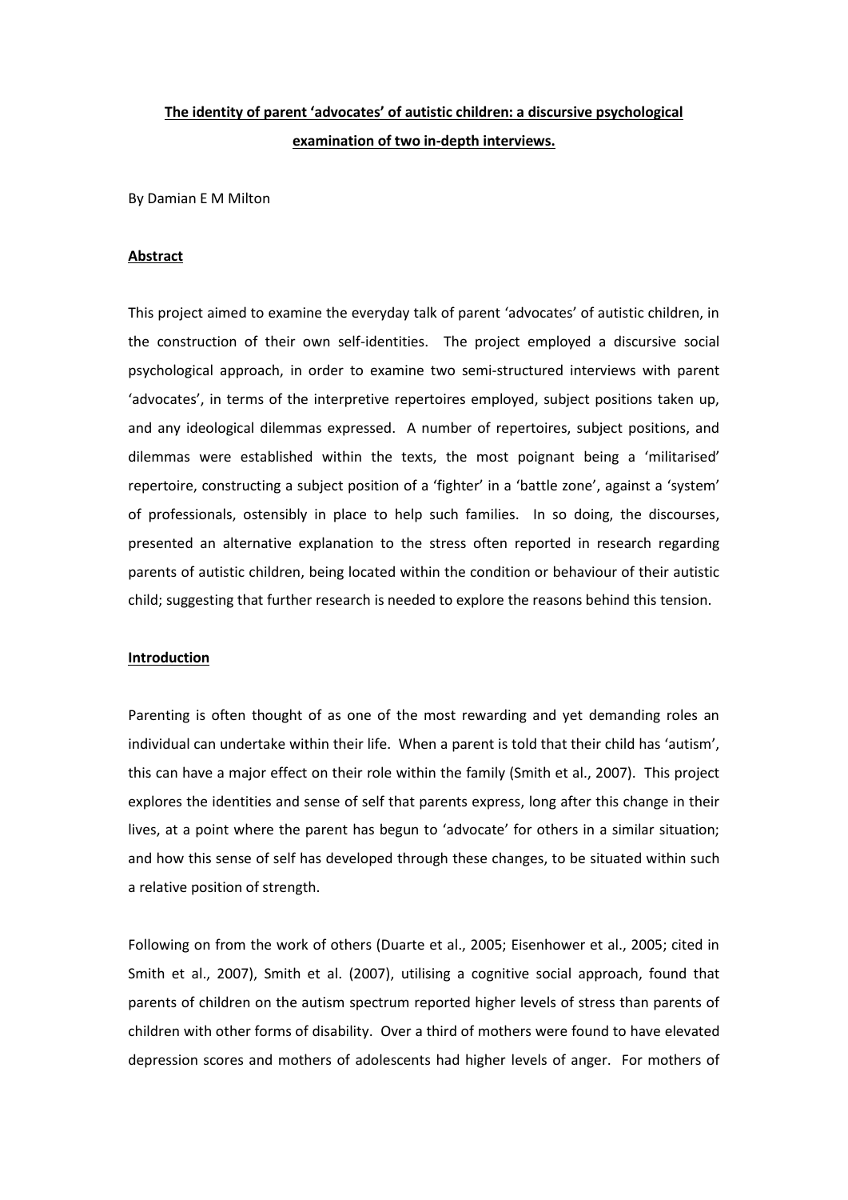**The identity of parent 'advocates' of autistic children: a discursive psychological examination of two in-depth interviews.**

By Damian E M Milton

**Abstract**

This project aimed to examine the everyday talk of parent 'advocates' of autistic children, in the construction of their own self-identities. The project employed a discursive social psychological approach, in order to examine two semi-structured interviews with parent 'advocates', in terms of the interpretive repertoires employed, subject positions taken up, and any ideological dilemmas expressed. A number of repertoires, subject positions, and dilemmas were established within the texts, the most poignant being a 'militarised' repertoire, constructing a subject position of a 'fighter' in a 'battle zone', against a 'system' of professionals, ostensibly in place to help such families. In so doing, the discourses, presented an alternative explanation to the stress often reported in research regarding parents of autistic children, being located within the condition or behaviour of their autistic child; suggesting that further research is needed to explore the reasons behind this tension.

**Introduction**

Parenting is often thought of as one of the most rewarding and yet demanding roles an individual can undertake within their life. When a parent is told that their child has 'autism', this can have a major effect on their role within the family (Smith et al., 2007). This project explores the identities and sense of self that parents express, long after this change in their lives, at a point where the parent has begun to 'advocate' for others in a similar situation; and how this sense of self has developed through these changes, to be situated within such a relative position of strength.

Following on from the work of others (Duarte et al., 2005; Eisenhower et al., 2005; cited in Smith et al., 2007), Smith et al. (2007), utilising a cognitive social approach, found that parents of children on the autism spectrum reported higher levels of stress than parents of children with other forms of disability. Over a third of mothers were found to have elevated depression scores and mothers of adolescents had higher levels of anger. For mothers of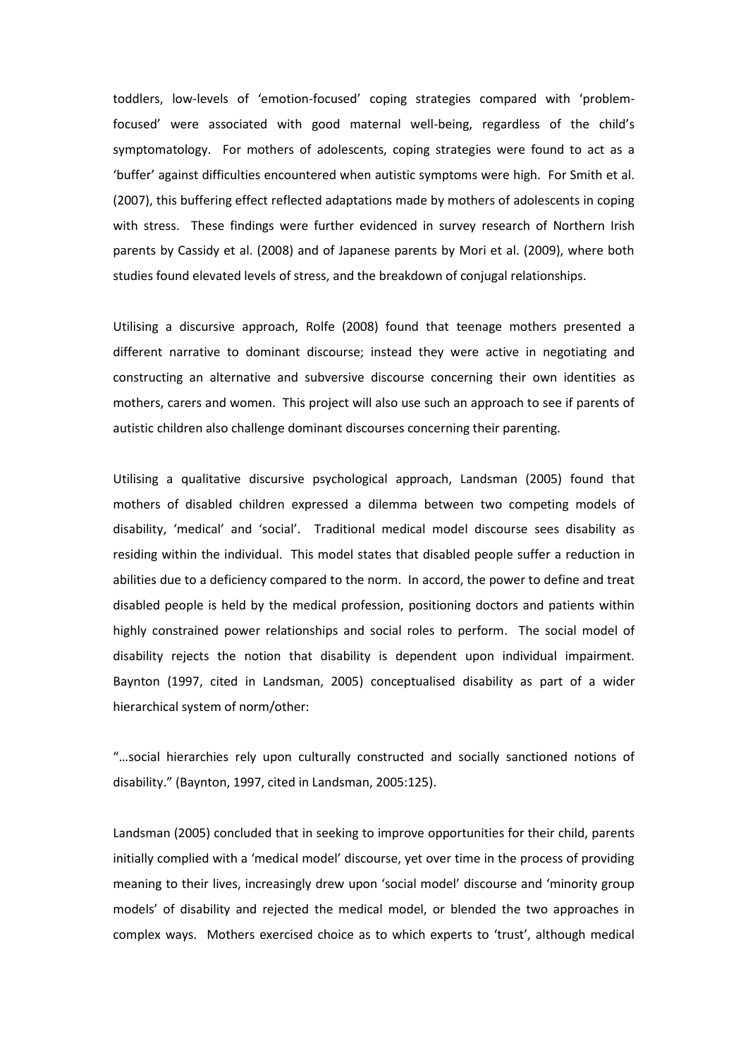toddlers, low-levels of 'emotion-focused' coping strategies compared with 'problem-focused' were associated with good maternal well-being, regardless of the child's symptomatology. For mothers of adolescents, coping strategies were found to act as a 'buffer' against difficulties encountered when autistic symptoms were high. For Smith et al. (2007), this buffering effect reflected adaptations made by mothers of adolescents in coping with stress. These findings were further evidenced in survey research of Northern Irish parents by Cassidy et al. (2008) and of Japanese parents by Mori et al. (2009), where both studies found elevated levels of stress, and the breakdown of conjugal relationships.

Utilising a discursive approach, Rolfe (2008) found that teenage mothers presented a different narrative to dominant discourse; instead they were active in negotiating and constructing an alternative and subversive discourse concerning their own identities as mothers, carers and women. This project will also use such an approach to see if parents of autistic children also challenge dominant discourses concerning their parenting.

Utilising a qualitative discursive psychological approach, Landsman (2005) found that mothers of disabled children expressed a dilemma between two competing models of disability, 'medical' and 'social'. Traditional medical model discourse sees disability as residing within the individual. This model states that disabled people suffer a reduction in abilities due to a deficiency compared to the norm. In accord, the power to define and treat disabled people is held by the medical profession, positioning doctors and patients within highly constrained power relationships and social roles to perform. The social model of disability rejects the notion that disability is dependent upon individual impairment. Baynton (1997, cited in Landsman, 2005) conceptualised disability as part of a wider hierarchical system of norm/other:

"…social hierarchies rely upon culturally constructed and socially sanctioned notions of disability." (Baynton, 1997, cited in Landsman, 2005:125).

Landsman (2005) concluded that in seeking to improve opportunities for their child, parents initially complied with a 'medical model' discourse, yet over time in the process of providing meaning to their lives, increasingly drew upon 'social model' discourse and 'minority group models' of disability and rejected the medical model, or blended the two approaches in complex ways. Mothers exercised choice as to which experts to 'trust', although medical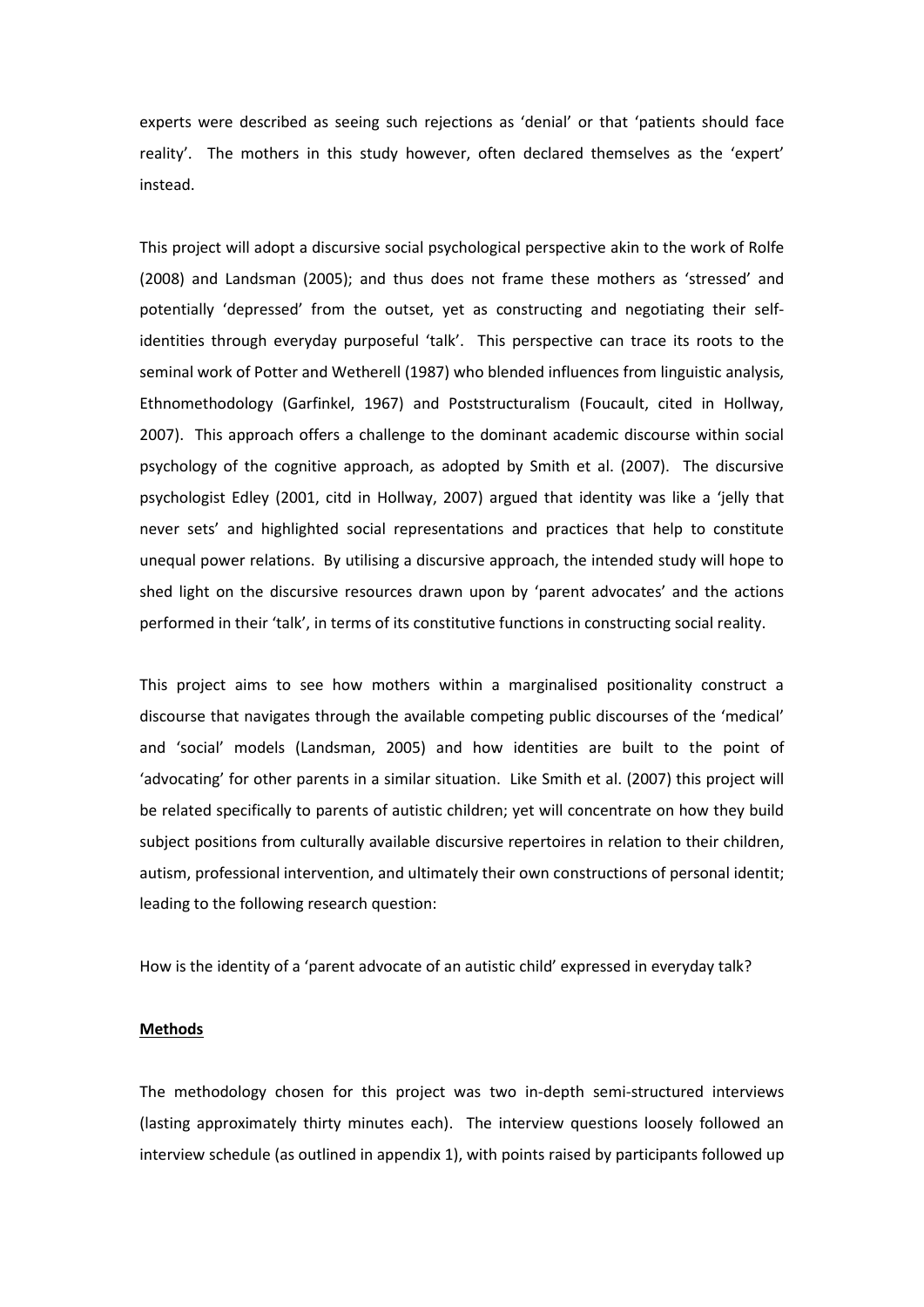experts were described as seeing such rejections as 'denial' or that 'patients should face reality'. The mothers in this study however, often declared themselves as the 'expert' instead.

This project will adopt a discursive social psychological perspective akin to the work of Rolfe (2008) and Landsman (2005); and thus does not frame these mothers as 'stressed' and potentially 'depressed' from the outset, yet as constructing and negotiating their self-identities through everyday purposeful 'talk'. This perspective can trace its roots to the seminal work of Potter and Wetherell (1987) who blended influences from linguistic analysis, Ethnomethodology (Garfinkel, 1967) and Poststructuralism (Foucault, cited in Hollway, 2007). This approach offers a challenge to the dominant academic discourse within social psychology of the cognitive approach, as adopted by Smith et al. (2007). The discursive psychologist Edley (2001, citd in Hollway, 2007) argued that identity was like a 'jelly that never sets' and highlighted social representations and practices that help to constitute unequal power relations. By utilising a discursive approach, the intended study will hope to shed light on the discursive resources drawn upon by 'parent advocates' and the actions performed in their 'talk', in terms of its constitutive functions in constructing social reality.

This project aims to see how mothers within a marginalised positionality construct a discourse that navigates through the available competing public discourses of the 'medical' and 'social' models (Landsman, 2005) and how identities are built to the point of 'advocating' for other parents in a similar situation. Like Smith et al. (2007) this project will be related specifically to parents of autistic children; yet will concentrate on how they build subject positions from culturally available discursive repertoires in relation to their children, autism, professional intervention, and ultimately their own constructions of personal identit; leading to the following research question:

How is the identity of a 'parent advocate of an autistic child' expressed in everyday talk?

**Methods**

The methodology chosen for this project was two in-depth semi-structured interviews (lasting approximately thirty minutes each). The interview questions loosely followed an interview schedule (as outlined in appendix 1), with points raised by participants followed up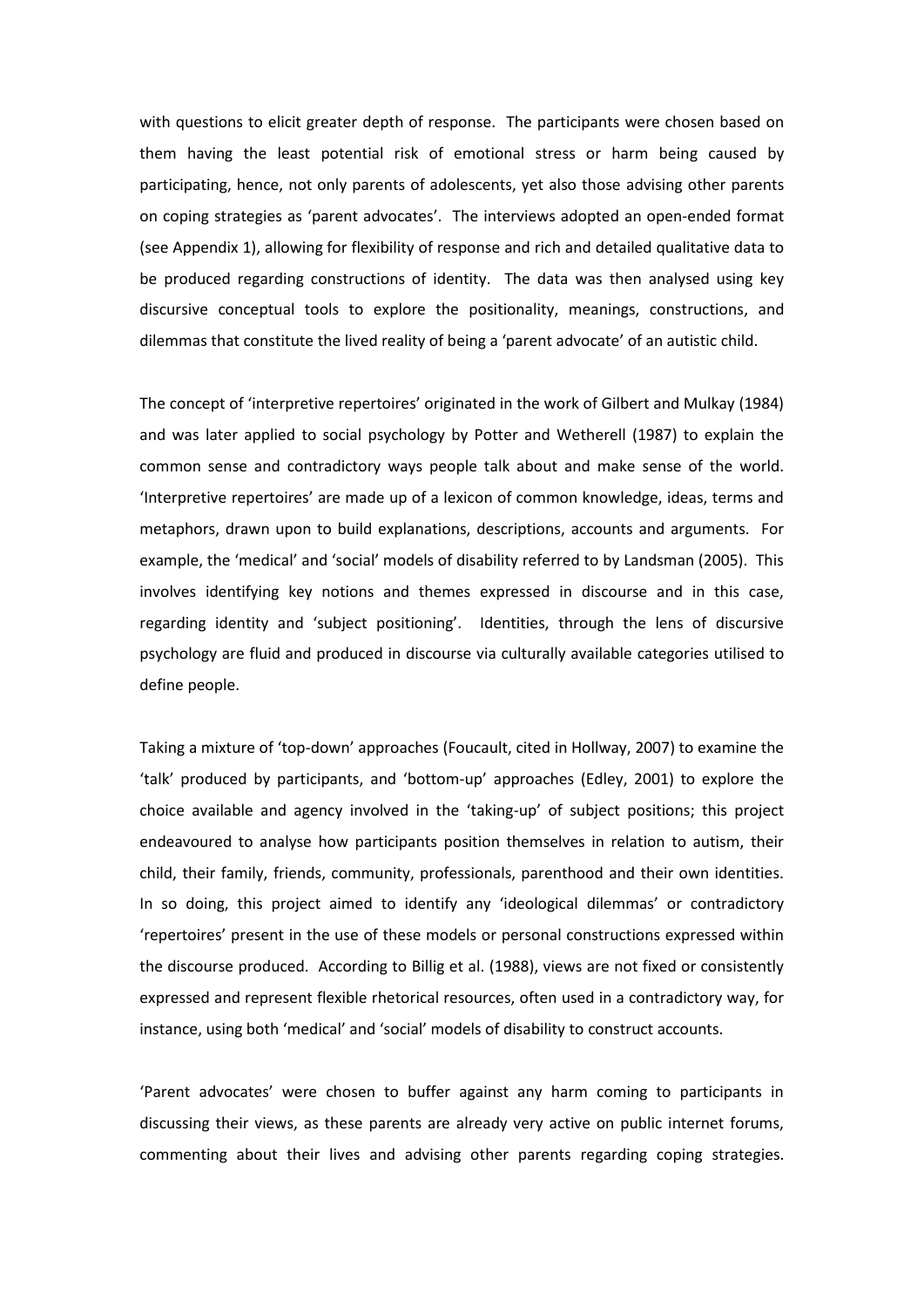with questions to elicit greater depth of response. The participants were chosen based on them having the least potential risk of emotional stress or harm being caused by participating, hence, not only parents of adolescents, yet also those advising other parents on coping strategies as 'parent advocates'. The interviews adopted an open-ended format (see Appendix 1), allowing for flexibility of response and rich and detailed qualitative data to be produced regarding constructions of identity. The data was then analysed using key discursive conceptual tools to explore the positionality, meanings, constructions, and dilemmas that constitute the lived reality of being a 'parent advocate' of an autistic child.

The concept of 'interpretive repertoires' originated in the work of Gilbert and Mulkay (1984) and was later applied to social psychology by Potter and Wetherell (1987) to explain the common sense and contradictory ways people talk about and make sense of the world. 'Interpretive repertoires' are made up of a lexicon of common knowledge, ideas, terms and metaphors, drawn upon to build explanations, descriptions, accounts and arguments. For example, the 'medical' and 'social' models of disability referred to by Landsman (2005). This involves identifying key notions and themes expressed in discourse and in this case, regarding identity and 'subject positioning'. Identities, through the lens of discursive psychology are fluid and produced in discourse via culturally available categories utilised to define people.

Taking a mixture of 'top-down' approaches (Foucault, cited in Hollway, 2007) to examine the 'talk' produced by participants, and 'bottom-up' approaches (Edley, 2001) to explore the choice available and agency involved in the 'taking-up' of subject positions; this project endeavoured to analyse how participants position themselves in relation to autism, their child, their family, friends, community, professionals, parenthood and their own identities. In so doing, this project aimed to identify any 'ideological dilemmas' or contradictory 'repertoires' present in the use of these models or personal constructions expressed within the discourse produced. According to Billig et al. (1988), views are not fixed or consistently expressed and represent flexible rhetorical resources, often used in a contradictory way, for instance, using both 'medical' and 'social' models of disability to construct accounts.

'Parent advocates' were chosen to buffer against any harm coming to participants in discussing their views, as these parents are already very active on public internet forums, commenting about their lives and advising other parents regarding coping strategies.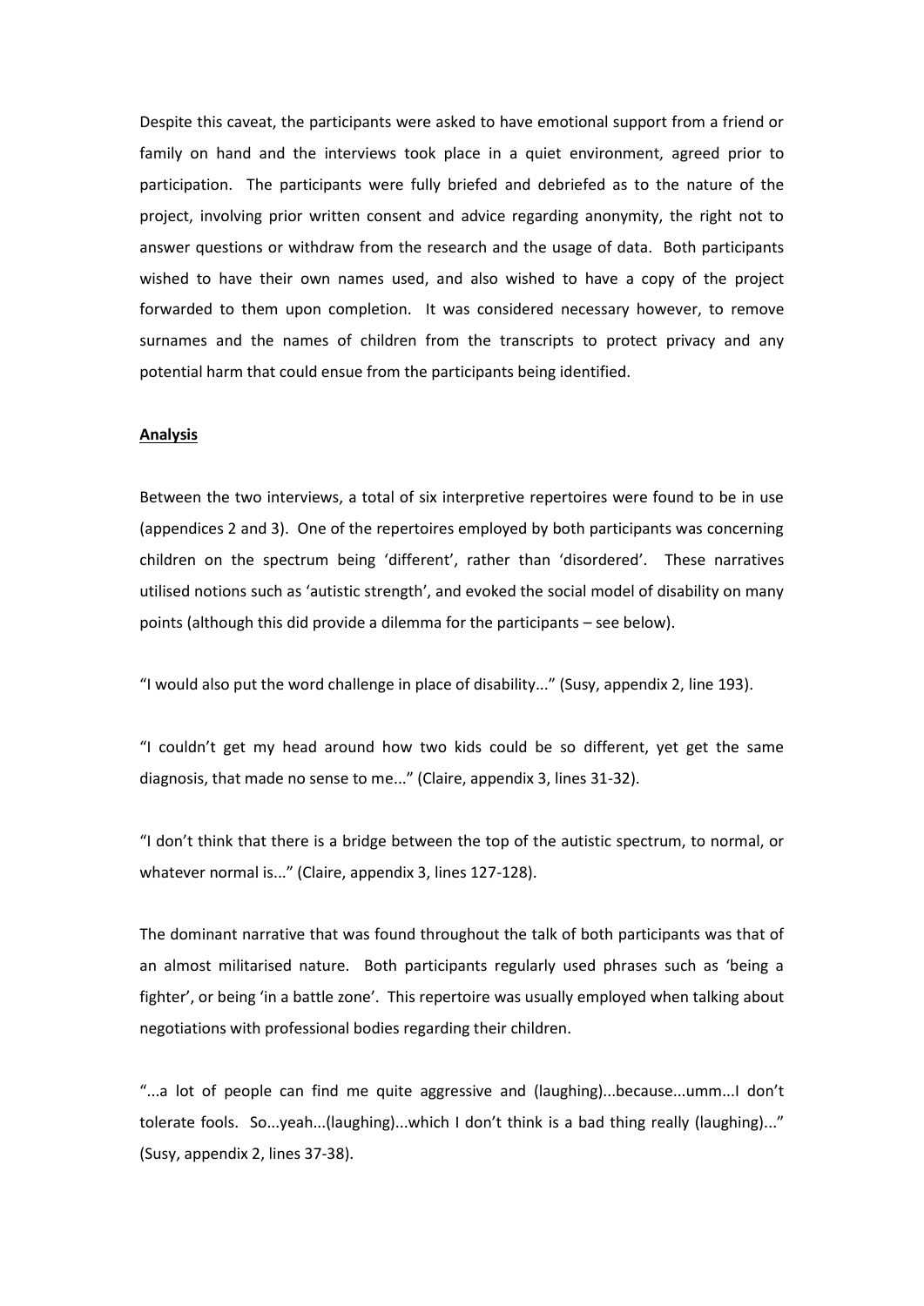Despite this caveat, the participants were asked to have emotional support from a friend or family on hand and the interviews took place in a quiet environment, agreed prior to participation. The participants were fully briefed and debriefed as to the nature of the project, involving prior written consent and advice regarding anonymity, the right not to answer questions or withdraw from the research and the usage of data. Both participants wished to have their own names used, and also wished to have a copy of the project forwarded to them upon completion. It was considered necessary however, to remove surnames and the names of children from the transcripts to protect privacy and any potential harm that could ensue from the participants being identified.

**Analysis**

Between the two interviews, a total of six interpretive repertoires were found to be in use (appendices 2 and 3). One of the repertoires employed by both participants was concerning children on the spectrum being 'different', rather than 'disordered'. These narratives utilised notions such as 'autistic strength', and evoked the social model of disability on many points (although this did provide a dilemma for the participants – see below).

"I would also put the word challenge in place of disability..." (Susy, appendix 2, line 193).

"I couldn't get my head around how two kids could be so different, yet get the same diagnosis, that made no sense to me..." (Claire, appendix 3, lines 31-32).

"I don't think that there is a bridge between the top of the autistic spectrum, to normal, or whatever normal is..." (Claire, appendix 3, lines 127-128).

The dominant narrative that was found throughout the talk of both participants was that of an almost militarised nature. Both participants regularly used phrases such as 'being a fighter', or being 'in a battle zone'. This repertoire was usually employed when talking about negotiations with professional bodies regarding their children.

"...a lot of people can find me quite aggressive and (laughing)...because...umm...I don't tolerate fools. So...yeah...(laughing)...which I don't think is a bad thing really (laughing)..." (Susy, appendix 2, lines 37-38).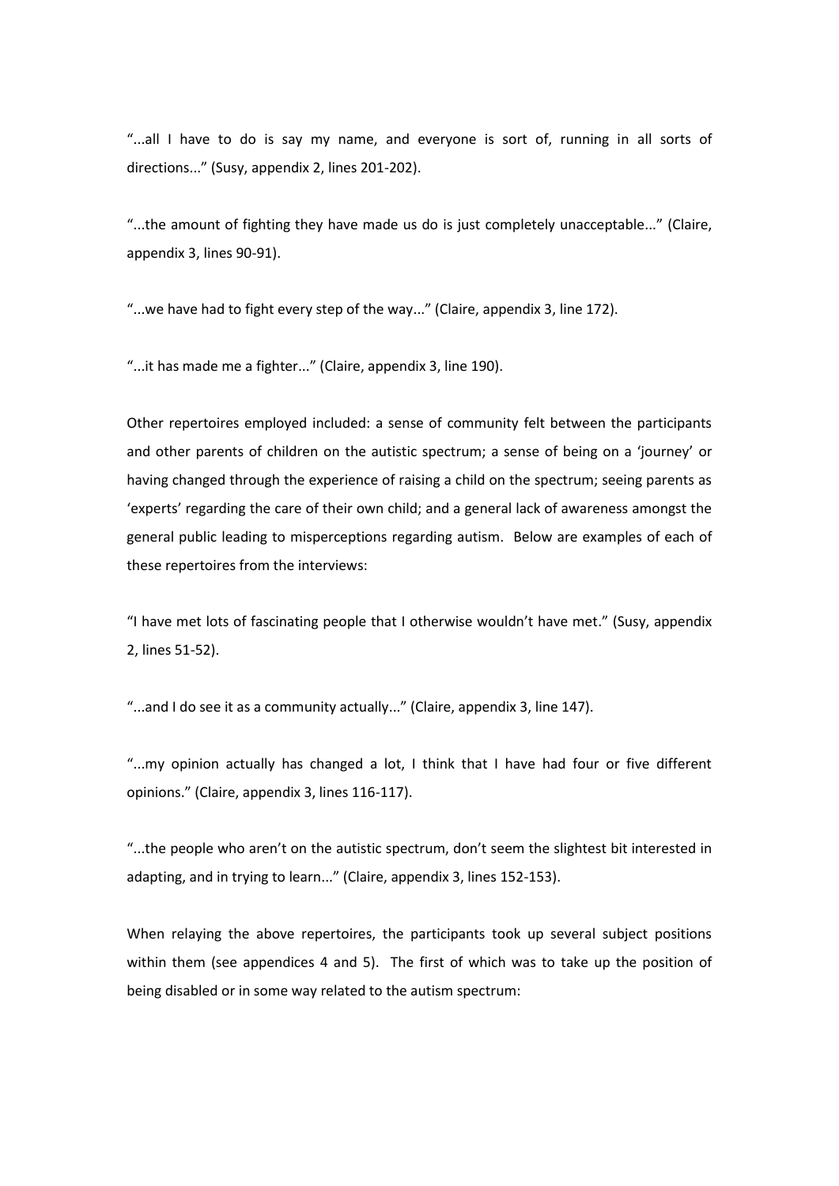"...all I have to do is say my name, and everyone is sort of, running in all sorts of directions..." (Susy, appendix 2, lines 201-202).

"...the amount of fighting they have made us do is just completely unacceptable..." (Claire, appendix 3, lines 90-91).

"...we have had to fight every step of the way..." (Claire, appendix 3, line 172).

"...it has made me a fighter..." (Claire, appendix 3, line 190).

Other repertoires employed included: a sense of community felt between the participants and other parents of children on the autistic spectrum; a sense of being on a 'journey' or having changed through the experience of raising a child on the spectrum; seeing parents as 'experts' regarding the care of their own child; and a general lack of awareness amongst the general public leading to misperceptions regarding autism. Below are examples of each of these repertoires from the interviews:

"I have met lots of fascinating people that I otherwise wouldn't have met." (Susy, appendix 2, lines 51-52).

"...and I do see it as a community actually..." (Claire, appendix 3, line 147).

"...my opinion actually has changed a lot, I think that I have had four or five different opinions." (Claire, appendix 3, lines 116-117).

"...the people who aren't on the autistic spectrum, don't seem the slightest bit interested in adapting, and in trying to learn..." (Claire, appendix 3, lines 152-153).

When relaying the above repertoires, the participants took up several subject positions within them (see appendices 4 and 5). The first of which was to take up the position of being disabled or in some way related to the autism spectrum: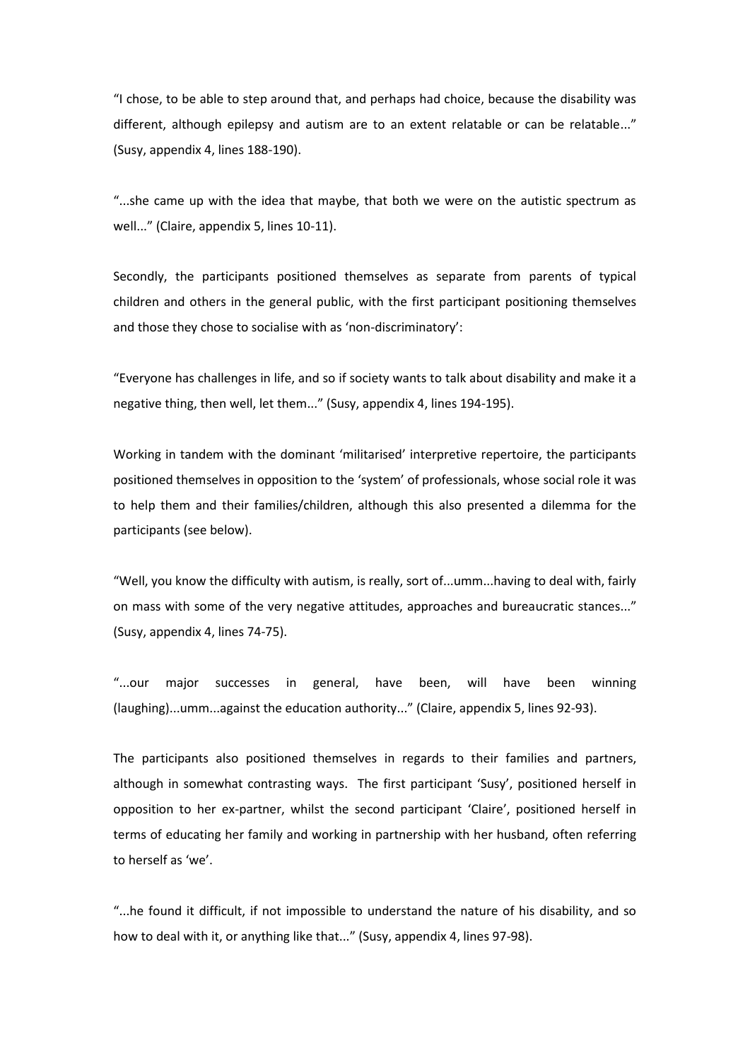"I chose, to be able to step around that, and perhaps had choice, because the disability was different, although epilepsy and autism are to an extent relatable or can be relatable..." (Susy, appendix 4, lines 188-190).

"...she came up with the idea that maybe, that both we were on the autistic spectrum as well..." (Claire, appendix 5, lines 10-11).

Secondly, the participants positioned themselves as separate from parents of typical children and others in the general public, with the first participant positioning themselves and those they chose to socialise with as 'non-discriminatory':

"Everyone has challenges in life, and so if society wants to talk about disability and make it a negative thing, then well, let them..." (Susy, appendix 4, lines 194-195).

Working in tandem with the dominant 'militarised' interpretive repertoire, the participants positioned themselves in opposition to the 'system' of professionals, whose social role it was to help them and their families/children, although this also presented a dilemma for the participants (see below).

"Well, you know the difficulty with autism, is really, sort of...umm...having to deal with, fairly on mass with some of the very negative attitudes, approaches and bureaucratic stances..." (Susy, appendix 4, lines 74-75).

"...our major successes in general, have been, will have been winning (laughing)...umm...against the education authority..." (Claire, appendix 5, lines 92-93).

The participants also positioned themselves in regards to their families and partners, although in somewhat contrasting ways. The first participant 'Susy', positioned herself in opposition to her ex-partner, whilst the second participant 'Claire', positioned herself in terms of educating her family and working in partnership with her husband, often referring to herself as 'we'.

"...he found it difficult, if not impossible to understand the nature of his disability, and so how to deal with it, or anything like that..." (Susy, appendix 4, lines 97-98).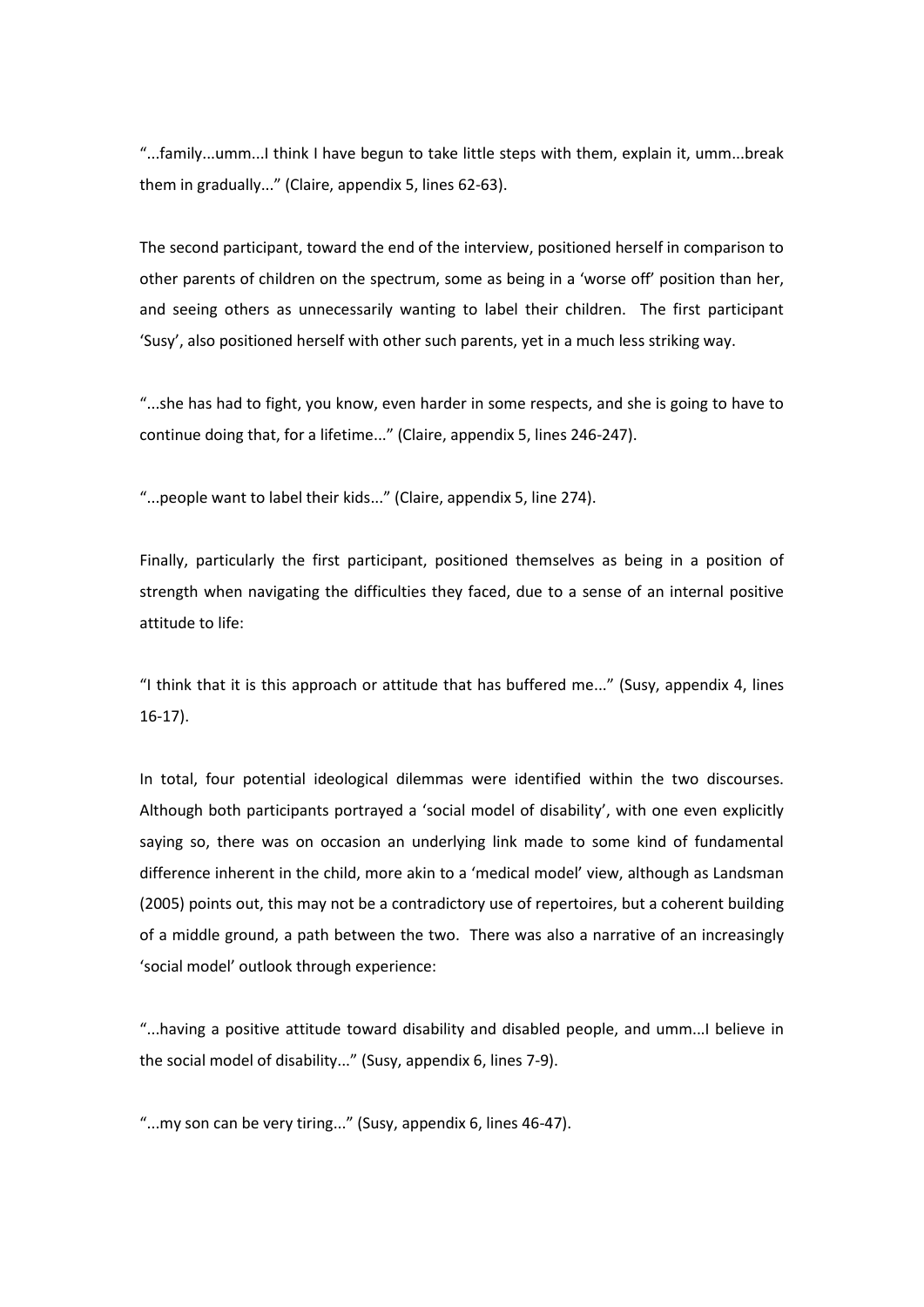"...family...umm...I think I have begun to take little steps with them, explain it, umm...break them in gradually..." (Claire, appendix 5, lines 62-63).

The second participant, toward the end of the interview, positioned herself in comparison to other parents of children on the spectrum, some as being in a 'worse off' position than her, and seeing others as unnecessarily wanting to label their children. The first participant 'Susy', also positioned herself with other such parents, yet in a much less striking way.

"...she has had to fight, you know, even harder in some respects, and she is going to have to continue doing that, for a lifetime..." (Claire, appendix 5, lines 246-247).

"...people want to label their kids..." (Claire, appendix 5, line 274).

Finally, particularly the first participant, positioned themselves as being in a position of strength when navigating the difficulties they faced, due to a sense of an internal positive attitude to life:

"I think that it is this approach or attitude that has buffered me..." (Susy, appendix 4, lines 16-17).

In total, four potential ideological dilemmas were identified within the two discourses. Although both participants portrayed a 'social model of disability', with one even explicitly saying so, there was on occasion an underlying link made to some kind of fundamental difference inherent in the child, more akin to a 'medical model' view, although as Landsman (2005) points out, this may not be a contradictory use of repertoires, but a coherent building of a middle ground, a path between the two. There was also a narrative of an increasingly 'social model' outlook through experience:

"...having a positive attitude toward disability and disabled people, and umm...I believe in the social model of disability..." (Susy, appendix 6, lines 7-9).

"...my son can be very tiring..." (Susy, appendix 6, lines 46-47).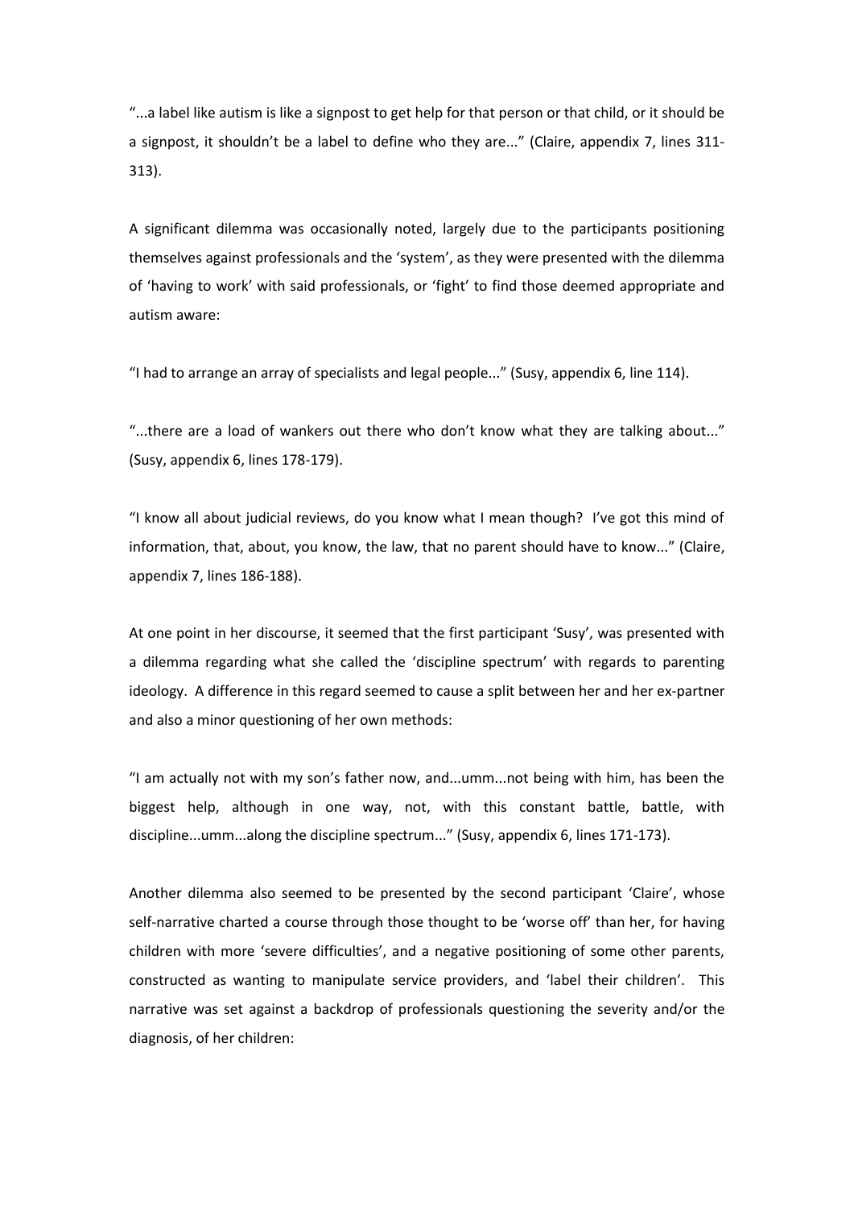"...a label like autism is like a signpost to get help for that person or that child, or it should be a signpost, it shouldn't be a label to define who they are..." (Claire, appendix 7, lines 311-313).

A significant dilemma was occasionally noted, largely due to the participants positioning themselves against professionals and the 'system', as they were presented with the dilemma of 'having to work' with said professionals, or 'fight' to find those deemed appropriate and autism aware:

"I had to arrange an array of specialists and legal people..." (Susy, appendix 6, line 114).

"...there are a load of wankers out there who don't know what they are talking about..." (Susy, appendix 6, lines 178-179).

"I know all about judicial reviews, do you know what I mean though? I've got this mind of information, that, about, you know, the law, that no parent should have to know..." (Claire, appendix 7, lines 186-188).

At one point in her discourse, it seemed that the first participant 'Susy', was presented with a dilemma regarding what she called the 'discipline spectrum' with regards to parenting ideology. A difference in this regard seemed to cause a split between her and her ex-partner and also a minor questioning of her own methods:

"I am actually not with my son's father now, and...umm...not being with him, has been the biggest help, although in one way, not, with this constant battle, battle, with discipline...umm...along the discipline spectrum..." (Susy, appendix 6, lines 171-173).

Another dilemma also seemed to be presented by the second participant 'Claire', whose self-narrative charted a course through those thought to be 'worse off' than her, for having children with more 'severe difficulties', and a negative positioning of some other parents, constructed as wanting to manipulate service providers, and 'label their children'. This narrative was set against a backdrop of professionals questioning the severity and/or the diagnosis, of her children: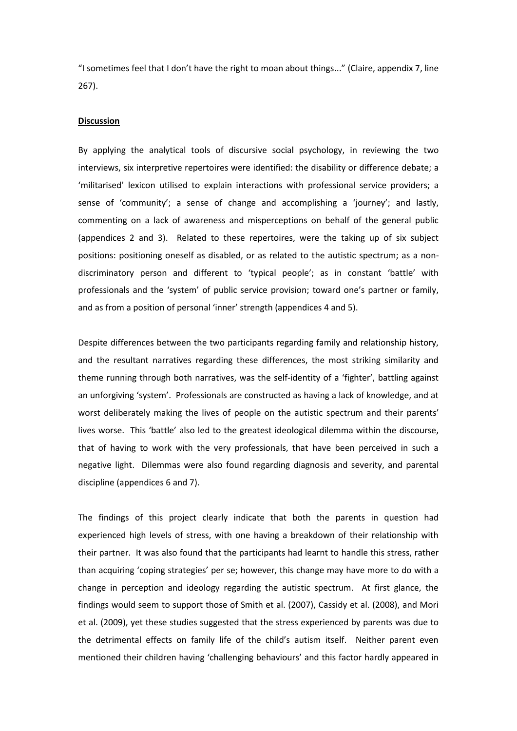"I sometimes feel that I don't have the right to moan about things..." (Claire, appendix 7, line 267).

**Discussion**

By applying the analytical tools of discursive social psychology, in reviewing the two interviews, six interpretive repertoires were identified: the disability or difference debate; a 'militarised' lexicon utilised to explain interactions with professional service providers; a sense of 'community'; a sense of change and accomplishing a 'journey'; and lastly, commenting on a lack of awareness and misperceptions on behalf of the general public (appendices 2 and 3). Related to these repertoires, were the taking up of six subject positions: positioning oneself as disabled, or as related to the autistic spectrum; as a non-discriminatory person and different to 'typical people'; as in constant 'battle' with professionals and the 'system' of public service provision; toward one's partner or family, and as from a position of personal 'inner' strength (appendices 4 and 5).

Despite differences between the two participants regarding family and relationship history, and the resultant narratives regarding these differences, the most striking similarity and theme running through both narratives, was the self-identity of a 'fighter', battling against an unforgiving 'system'. Professionals are constructed as having a lack of knowledge, and at worst deliberately making the lives of people on the autistic spectrum and their parents' lives worse. This 'battle' also led to the greatest ideological dilemma within the discourse, that of having to work with the very professionals, that have been perceived in such a negative light. Dilemmas were also found regarding diagnosis and severity, and parental discipline (appendices 6 and 7).

The findings of this project clearly indicate that both the parents in question had experienced high levels of stress, with one having a breakdown of their relationship with their partner. It was also found that the participants had learnt to handle this stress, rather than acquiring 'coping strategies' per se; however, this change may have more to do with a change in perception and ideology regarding the autistic spectrum. At first glance, the findings would seem to support those of Smith et al. (2007), Cassidy et al. (2008), and Mori et al. (2009), yet these studies suggested that the stress experienced by parents was due to the detrimental effects on family life of the child's autism itself. Neither parent even mentioned their children having 'challenging behaviours' and this factor hardly appeared in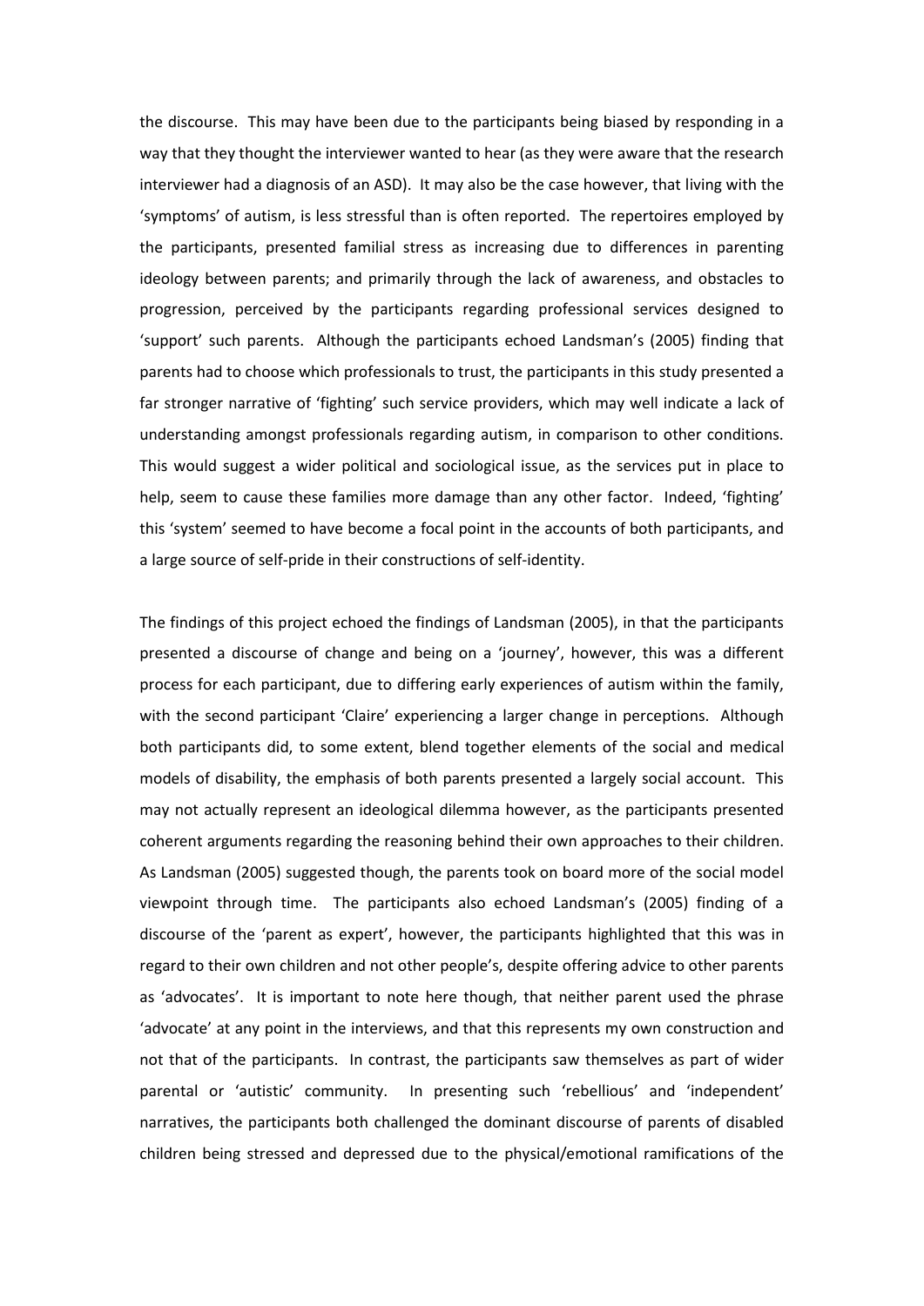the discourse. This may have been due to the participants being biased by responding in a way that they thought the interviewer wanted to hear (as they were aware that the research interviewer had a diagnosis of an ASD). It may also be the case however, that living with the 'symptoms' of autism, is less stressful than is often reported. The repertoires employed by the participants, presented familial stress as increasing due to differences in parenting ideology between parents; and primarily through the lack of awareness, and obstacles to progression, perceived by the participants regarding professional services designed to 'support' such parents. Although the participants echoed Landsman's (2005) finding that parents had to choose which professionals to trust, the participants in this study presented a far stronger narrative of 'fighting' such service providers, which may well indicate a lack of understanding amongst professionals regarding autism, in comparison to other conditions. This would suggest a wider political and sociological issue, as the services put in place to help, seem to cause these families more damage than any other factor. Indeed, 'fighting' this 'system' seemed to have become a focal point in the accounts of both participants, and a large source of self-pride in their constructions of self-identity.

The findings of this project echoed the findings of Landsman (2005), in that the participants presented a discourse of change and being on a 'journey', however, this was a different process for each participant, due to differing early experiences of autism within the family, with the second participant 'Claire' experiencing a larger change in perceptions. Although both participants did, to some extent, blend together elements of the social and medical models of disability, the emphasis of both parents presented a largely social account. This may not actually represent an ideological dilemma however, as the participants presented coherent arguments regarding the reasoning behind their own approaches to their children. As Landsman (2005) suggested though, the parents took on board more of the social model viewpoint through time. The participants also echoed Landsman's (2005) finding of a discourse of the 'parent as expert', however, the participants highlighted that this was in regard to their own children and not other people's, despite offering advice to other parents as 'advocates'. It is important to note here though, that neither parent used the phrase 'advocate' at any point in the interviews, and that this represents my own construction and not that of the participants. In contrast, the participants saw themselves as part of wider parental or 'autistic' community. In presenting such 'rebellious' and 'independent' narratives, the participants both challenged the dominant discourse of parents of disabled children being stressed and depressed due to the physical/emotional ramifications of the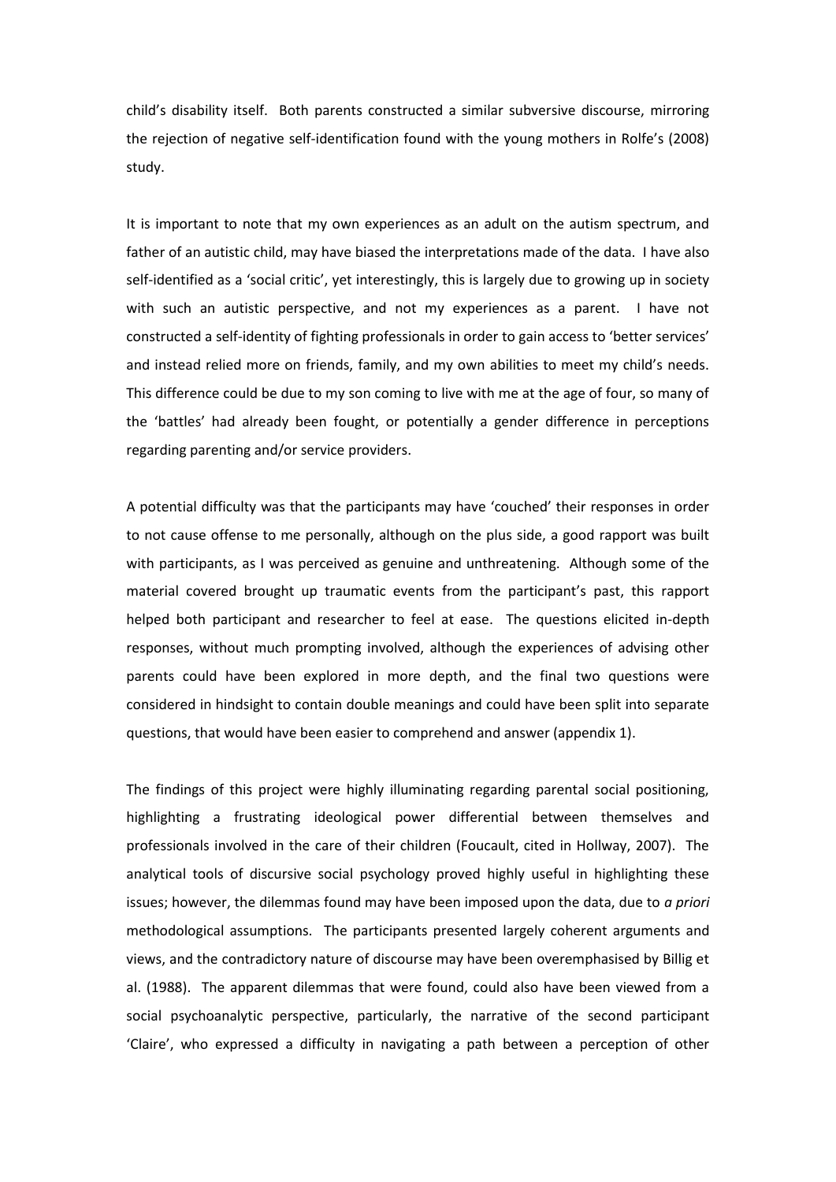child's disability itself. Both parents constructed a similar subversive discourse, mirroring the rejection of negative self-identification found with the young mothers in Rolfe's (2008) study.

It is important to note that my own experiences as an adult on the autism spectrum, and father of an autistic child, may have biased the interpretations made of the data. I have also self-identified as a 'social critic', yet interestingly, this is largely due to growing up in society with such an autistic perspective, and not my experiences as a parent. I have not constructed a self-identity of fighting professionals in order to gain access to 'better services' and instead relied more on friends, family, and my own abilities to meet my child's needs. This difference could be due to my son coming to live with me at the age of four, so many of the 'battles' had already been fought, or potentially a gender difference in perceptions regarding parenting and/or service providers.

A potential difficulty was that the participants may have 'couched' their responses in order to not cause offense to me personally, although on the plus side, a good rapport was built with participants, as I was perceived as genuine and unthreatening. Although some of the material covered brought up traumatic events from the participant's past, this rapport helped both participant and researcher to feel at ease. The questions elicited in-depth responses, without much prompting involved, although the experiences of advising other parents could have been explored in more depth, and the final two questions were considered in hindsight to contain double meanings and could have been split into separate questions, that would have been easier to comprehend and answer (appendix 1).

The findings of this project were highly illuminating regarding parental social positioning, highlighting a frustrating ideological power differential between themselves and professionals involved in the care of their children (Foucault, cited in Hollway, 2007). The analytical tools of discursive social psychology proved highly useful in highlighting these issues; however, the dilemmas found may have been imposed upon the data, due to *a priori* methodological assumptions. The participants presented largely coherent arguments and views, and the contradictory nature of discourse may have been overemphasised by Billig et al. (1988). The apparent dilemmas that were found, could also have been viewed from a social psychoanalytic perspective, particularly, the narrative of the second participant 'Claire', who expressed a difficulty in navigating a path between a perception of other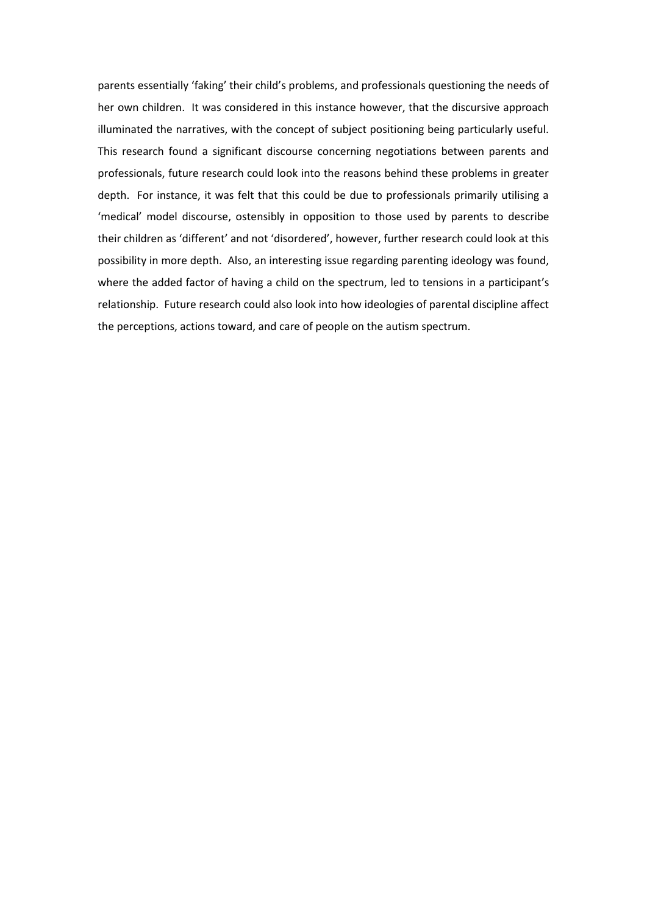parents essentially 'faking' their child's problems, and professionals questioning the needs of her own children. It was considered in this instance however, that the discursive approach illuminated the narratives, with the concept of subject positioning being particularly useful. This research found a significant discourse concerning negotiations between parents and professionals, future research could look into the reasons behind these problems in greater depth. For instance, it was felt that this could be due to professionals primarily utilising a 'medical' model discourse, ostensibly in opposition to those used by parents to describe their children as 'different' and not 'disordered', however, further research could look at this possibility in more depth. Also, an interesting issue regarding parenting ideology was found, where the added factor of having a child on the spectrum, led to tensions in a participant's relationship. Future research could also look into how ideologies of parental discipline affect the perceptions, actions toward, and care of people on the autism spectrum.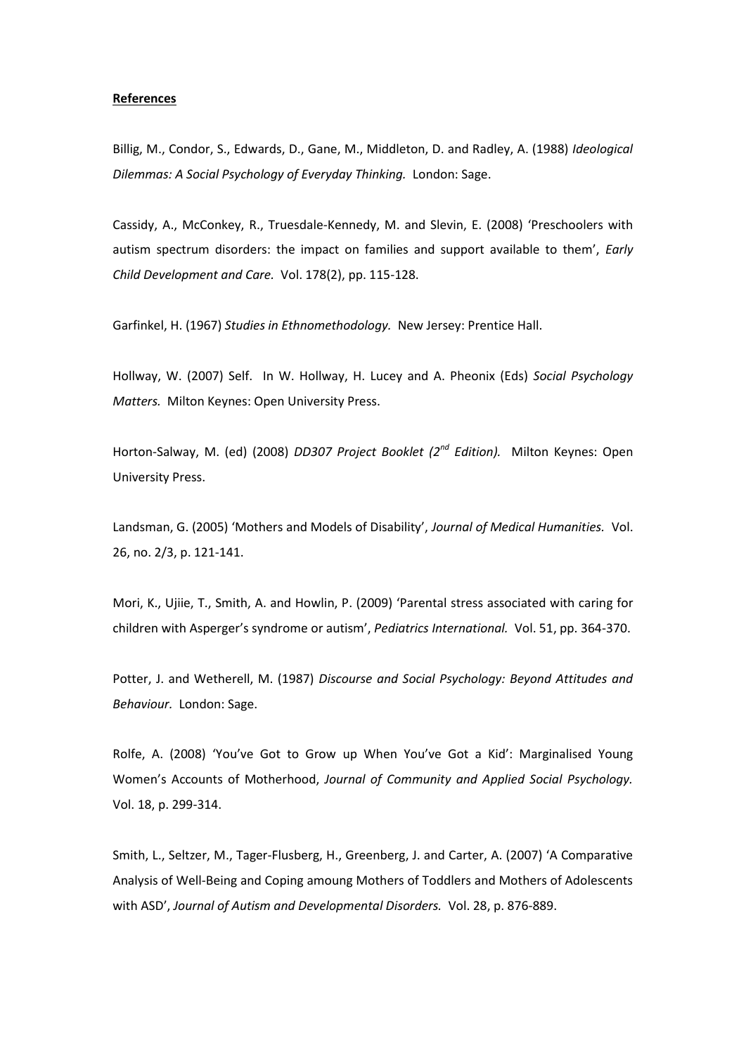**References**

Billig, M., Condor, S., Edwards, D., Gane, M., Middleton, D. and Radley, A. (1988) *Ideological Dilemmas: A Social Psychology of Everyday Thinking.* London: Sage.

Cassidy, A., McConkey, R., Truesdale-Kennedy, M. and Slevin, E. (2008) 'Preschoolers with autism spectrum disorders: the impact on families and support available to them', *Early Child Development and Care.* Vol. 178(2), pp. 115-128.

Garfinkel, H. (1967) *Studies in Ethnomethodology.* New Jersey: Prentice Hall.

Hollway, W. (2007) Self. In W. Hollway, H. Lucey and A. Pheonix (Eds) *Social Psychology Matters.* Milton Keynes: Open University Press.

Horton-Salway, M. (ed) (2008) *DD307 Project Booklet (2nd Edition).* Milton Keynes: Open University Press.

Landsman, G. (2005) 'Mothers and Models of Disability', *Journal of Medical Humanities.* Vol. 26, no. 2/3, p. 121-141.

Mori, K., Ujiie, T., Smith, A. and Howlin, P. (2009) 'Parental stress associated with caring for children with Asperger's syndrome or autism', *Pediatrics International.* Vol. 51, pp. 364-370.

Potter, J. and Wetherell, M. (1987) *Discourse and Social Psychology: Beyond Attitudes and Behaviour.* London: Sage.

Rolfe, A. (2008) 'You've Got to Grow up When You've Got a Kid': Marginalised Young Women's Accounts of Motherhood, *Journal of Community and Applied Social Psychology.* Vol. 18, p. 299-314.

Smith, L., Seltzer, M., Tager-Flusberg, H., Greenberg, J. and Carter, A. (2007) 'A Comparative Analysis of Well-Being and Coping amoung Mothers of Toddlers and Mothers of Adolescents with ASD', *Journal of Autism and Developmental Disorders.* Vol. 28, p. 876-889.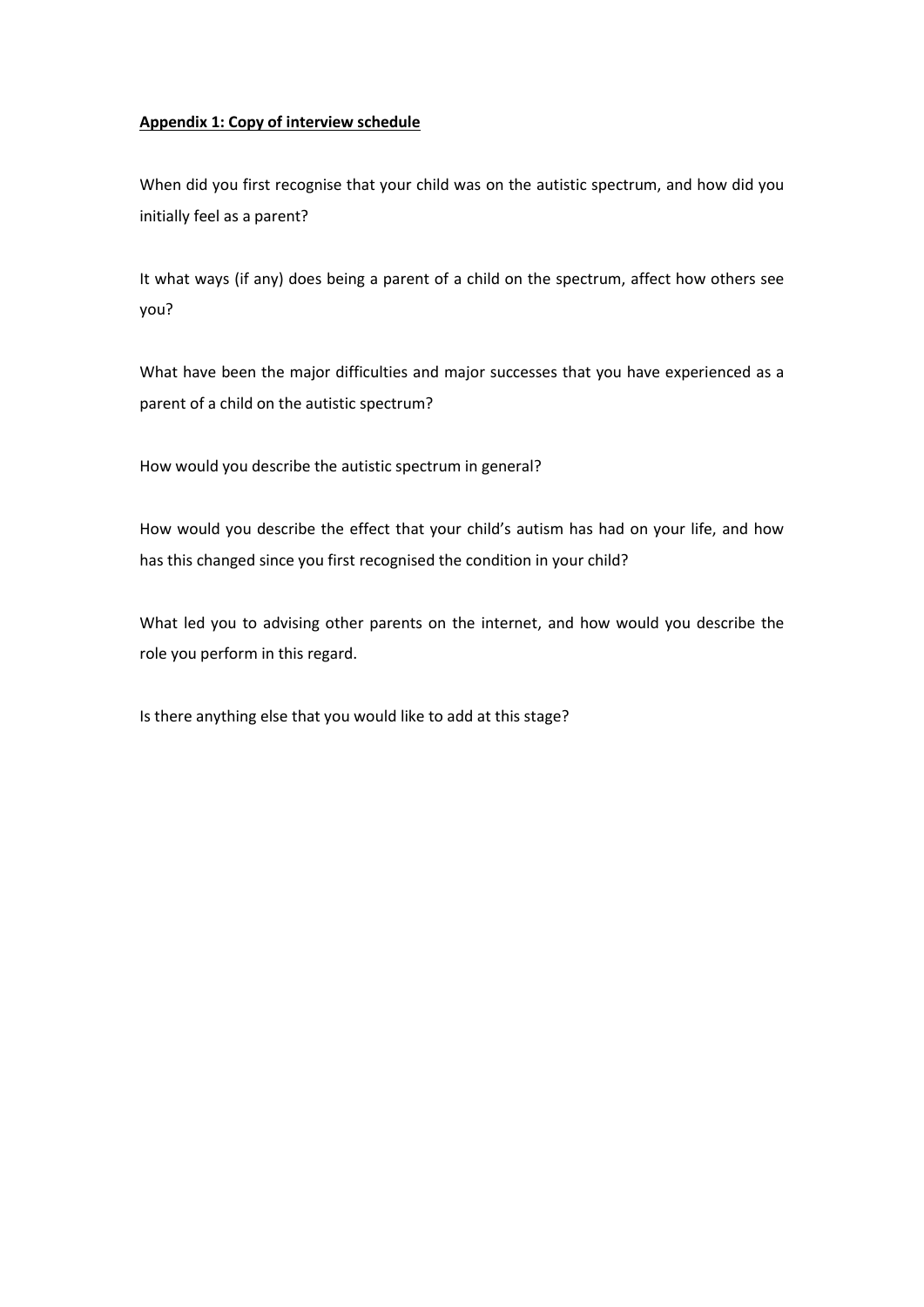**Appendix 1: Copy of interview schedule**

When did you first recognise that your child was on the autistic spectrum, and how did you initially feel as a parent?

It what ways (if any) does being a parent of a child on the spectrum, affect how others see you?

What have been the major difficulties and major successes that you have experienced as a parent of a child on the autistic spectrum?

How would you describe the autistic spectrum in general?

How would you describe the effect that your child's autism has had on your life, and how has this changed since you first recognised the condition in your child?

What led you to advising other parents on the internet, and how would you describe the role you perform in this regard.

Is there anything else that you would like to add at this stage?